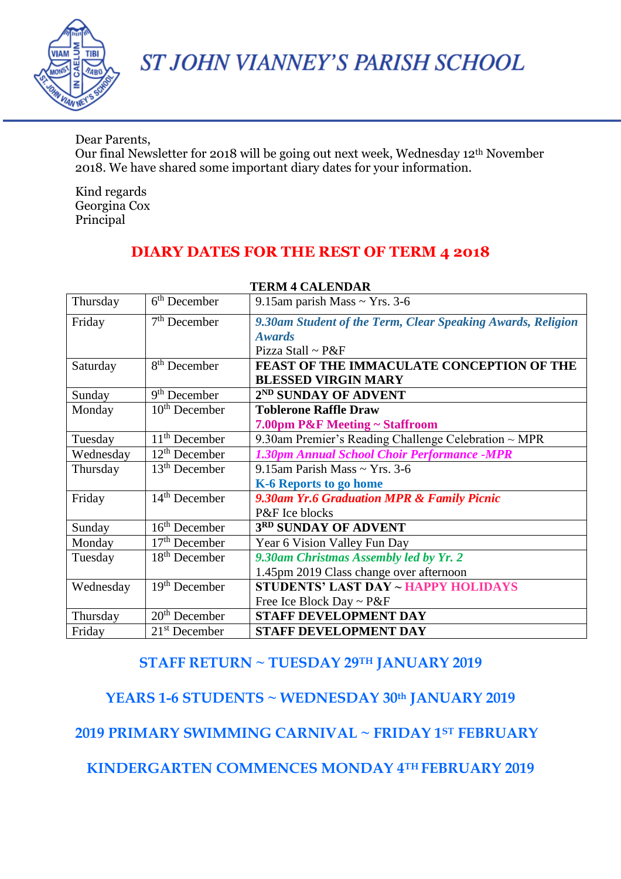# ST JOHN VIANNEY'S PARISH SCHOOL

Dear Parents,
Our final Newsletter for 2018 will be going out next week, Wednesday 12th November 2018. We have shared some important diary dates for your information.

Kind regards
Georgina Cox
Principal

## DIARY DATES FOR THE REST OF TERM 4 2018

**TERM 4 CALENDAR**

| Day | Date | Event |
|---|---|---|
| Thursday | 6th December | 9.15am parish Mass ~ Yrs. 3-6 |
| Friday | 7th December | ***9.30am Student of the Term, Clear Speaking Awards, Religion Awards*** <br> Pizza Stall ~ P&F |
| Saturday | 8th December | **FEAST OF THE IMMACULATE CONCEPTION OF THE BLESSED VIRGIN MARY** |
| Sunday | 9th December | **2ND SUNDAY OF ADVENT** |
| Monday | 10th December | **Toblerone Raffle Draw** <br> **7.00pm P&F Meeting ~ Staffroom** |
| Tuesday | 11th December | 9.30am Premier's Reading Challenge Celebration ~ MPR |
| Wednesday | 12th December | ***1.30pm Annual School Choir Performance -MPR*** |
| Thursday | 13th December | 9.15am Parish Mass ~ Yrs. 3-6 <br> **K-6 Reports to go home** |
| Friday | 14th December | ***9.30am Yr.6 Graduation MPR & Family Picnic*** <br> P&F Ice blocks |
| Sunday | 16th December | **3RD SUNDAY OF ADVENT** |
| Monday | 17th December | Year 6 Vision Valley Fun Day |
| Tuesday | 18th December | ***9.30am Christmas Assembly led by Yr. 2*** <br> 1.45pm 2019 Class change over afternoon |
| Wednesday | 19th December | **STUDENTS' LAST DAY ~ HAPPY HOLIDAYS** <br> Free Ice Block Day ~ P&F |
| Thursday | 20th December | **STAFF DEVELOPMENT DAY** |
| Friday | 21st December | **STAFF DEVELOPMENT DAY** |

**STAFF RETURN ~ TUESDAY 29TH JANUARY 2019**

**YEARS 1-6 STUDENTS ~ WEDNESDAY 30th JANUARY 2019**

**2019 PRIMARY SWIMMING CARNIVAL ~ FRIDAY 1ST FEBRUARY**

**KINDERGARTEN COMMENCES MONDAY 4TH FEBRUARY 2019**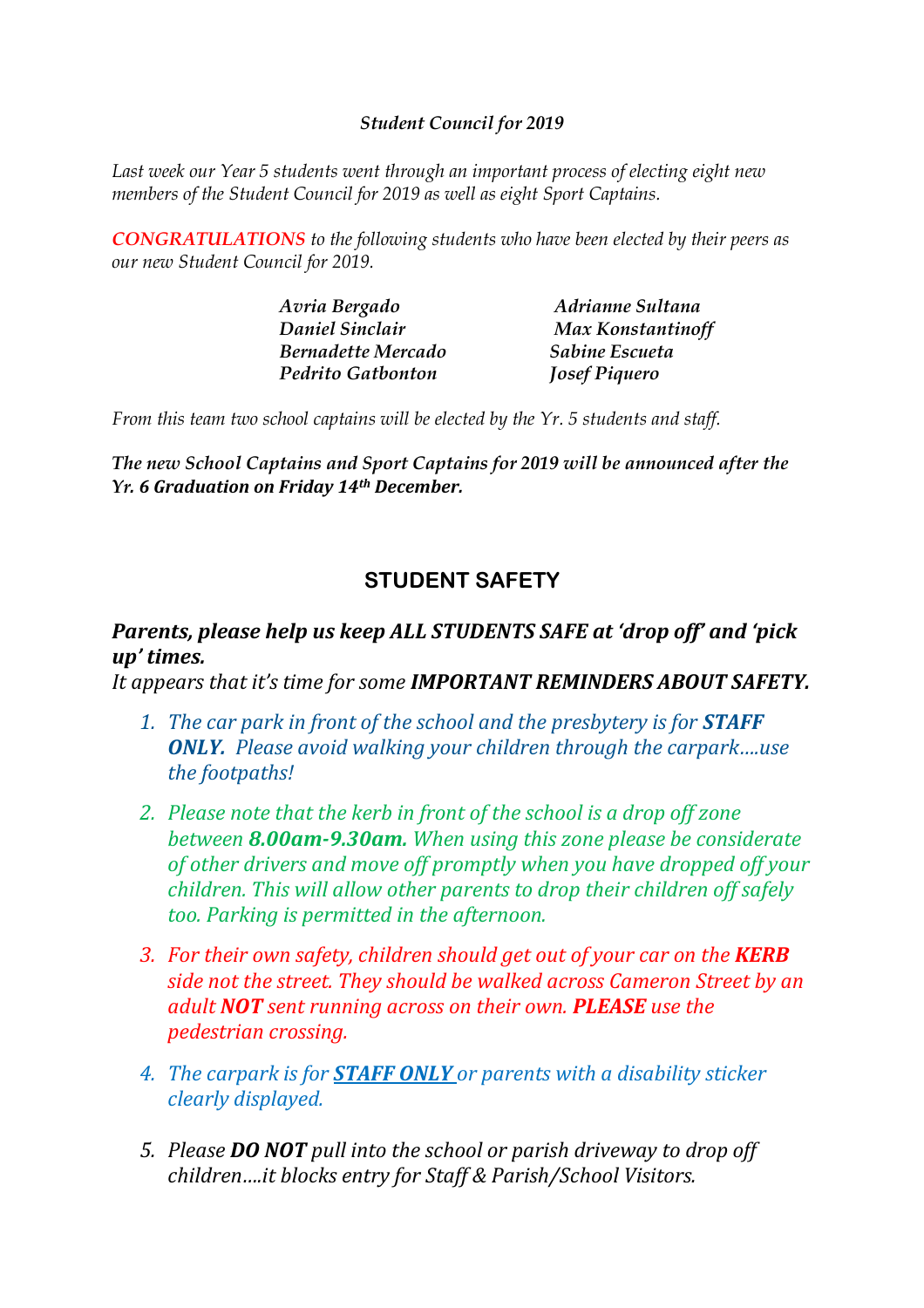### *Student Council for 2019*

*Last week our Year 5 students went through an important process of electing eight new members of the Student Council for 2019 as well as eight Sport Captains.*

***CONGRATULATIONS*** *to the following students who have been elected by their peers as our new Student Council for 2019.*

***Avria Bergado***
***Daniel Sinclair***
***Bernadette Mercado***
***Pedrito Gatbonton***
***Adrianne Sultana***
***Max Konstantinoff***
***Sabine Escueta***
***Josef Piquero***

*From this team two school captains will be elected by the Yr. 5 students and staff.*

***The new School Captains and Sport Captains for 2019 will be announced after the Yr. 6 Graduation on Friday 14th December.***

## STUDENT SAFETY

***Parents, please help us keep ALL STUDENTS SAFE at 'drop off' and 'pick up' times.***
*It appears that it's time for some* ***IMPORTANT REMINDERS ABOUT SAFETY.***

1. *The car park in front of the school and the presbytery is for* ***STAFF ONLY.*** *Please avoid walking your children through the carpark….use the footpaths!*
2. *Please note that the kerb in front of the school is a drop off zone between* ***8.00am-9.30am.*** *When using this zone please be considerate of other drivers and move off promptly when you have dropped off your children. This will allow other parents to drop their children off safely too. Parking is permitted in the afternoon.*
3. *For their own safety, children should get out of your car on the* ***KERB*** *side not the street. They should be walked across Cameron Street by an adult* ***NOT*** *sent running across on their own.* ***PLEASE*** *use the pedestrian crossing.*
4. *The carpark is for* ***STAFF ONLY*** *or parents with a disability sticker clearly displayed.*
5. *Please* ***DO NOT*** *pull into the school or parish driveway to drop off children….it blocks entry for Staff & Parish/School Visitors.*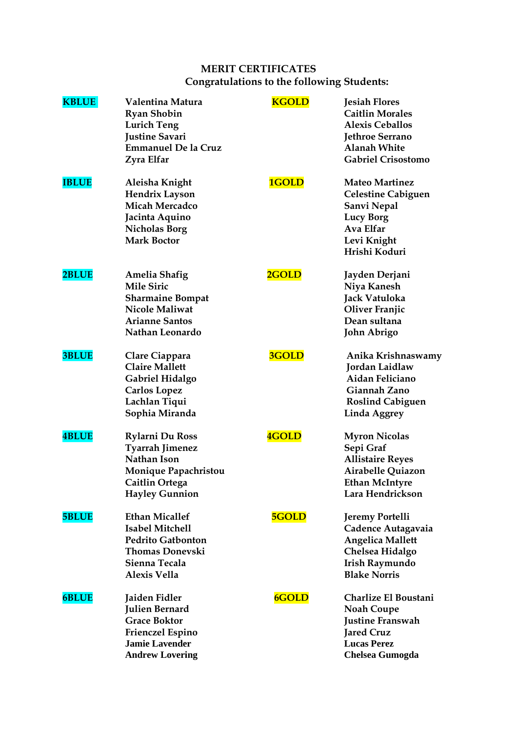**MERIT CERTIFICATES**
**Congratulations to the following Students:**

| | | | |
|---|---|---|---|
| **KBLUE** | **Valentina Matura**<br>**Ryan Shobin**<br>**Lurich Teng**<br>**Justine Savari**<br>**Emmanuel De la Cruz**<br>**Zyra Elfar** | **KGOLD** | **Jesiah Flores**<br>**Caitlin Morales**<br>**Alexis Ceballos**<br>**Jethroe Serrano**<br>**Alanah White**<br>**Gabriel Crisostomo** |
| **IBLUE** | **Aleisha Knight**<br>**Hendrix Layson**<br>**Micah Mercadco**<br>**Jacinta Aquino**<br>**Nicholas Borg**<br>**Mark Boctor** | **1GOLD** | **Mateo Martinez**<br>**Celestine Cabiguen**<br>**Sanvi Nepal**<br>**Lucy Borg**<br>**Ava Elfar**<br>**Levi Knight**<br>**Hrishi Koduri** |
| **2BLUE** | **Amelia Shafig**<br>**Mile Siric**<br>**Sharmaine Bompat**<br>**Nicole Maliwat**<br>**Arianne Santos**<br>**Nathan Leonardo** | **2GOLD** | **Jayden Derjani**<br>**Niya Kanesh**<br>**Jack Vatuloka**<br>**Oliver Franjic**<br>**Dean sultana**<br>**John Abrigo** |
| **3BLUE** | **Clare Ciappara**<br>**Claire Mallett**<br>**Gabriel Hidalgo**<br>**Carlos Lopez**<br>**Lachlan Tiqui**<br>**Sophia Miranda** | **3GOLD** | **Anika Krishnaswamy**<br>**Jordan Laidlaw**<br>**Aidan Feliciano**<br>**Giannah Zano**<br>**Roslind Cabiguen**<br>**Linda Aggrey** |
| **4BLUE** | **Rylarni Du Ross**<br>**Tyarrah Jimenez**<br>**Nathan Ison**<br>**Monique Papachristou**<br>**Caitlin Ortega**<br>**Hayley Gunnion** | **4GOLD** | **Myron Nicolas**<br>**Sepi Graf**<br>**Allistaire Reyes**<br>**Airabelle Quiazon**<br>**Ethan McIntyre**<br>**Lara Hendrickson** |
| **5BLUE** | **Ethan Micallef**<br>**Isabel Mitchell**<br>**Pedrito Gatbonton**<br>**Thomas Donevski**<br>**Sienna Tecala**<br>**Alexis Vella** | **5GOLD** | **Jeremy Portelli**<br>**Cadence Autagavaia**<br>**Angelica Mallett**<br>**Chelsea Hidalgo**<br>**Irish Raymundo**<br>**Blake Norris** |
| **6BLUE** | **Jaiden Fidler**<br>**Julien Bernard**<br>**Grace Boktor**<br>**Frienczel Espino**<br>**Jamie Lavender**<br>**Andrew Lovering** | **6GOLD** | **Charlize El Boustani**<br>**Noah Coupe**<br>**Justine Franswah**<br>**Jared Cruz**<br>**Lucas Perez**<br>**Chelsea Gumogda** |